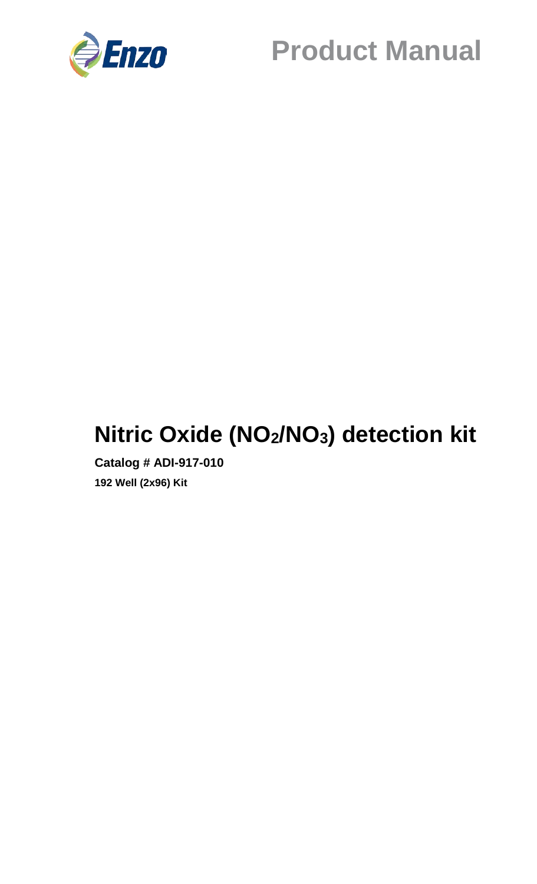# Product Manual

# Nitric Oxide ($NO_2$/$NO_3$) detection kit

**Catalog # ADI-917-010**

**192 Well (2x96) Kit**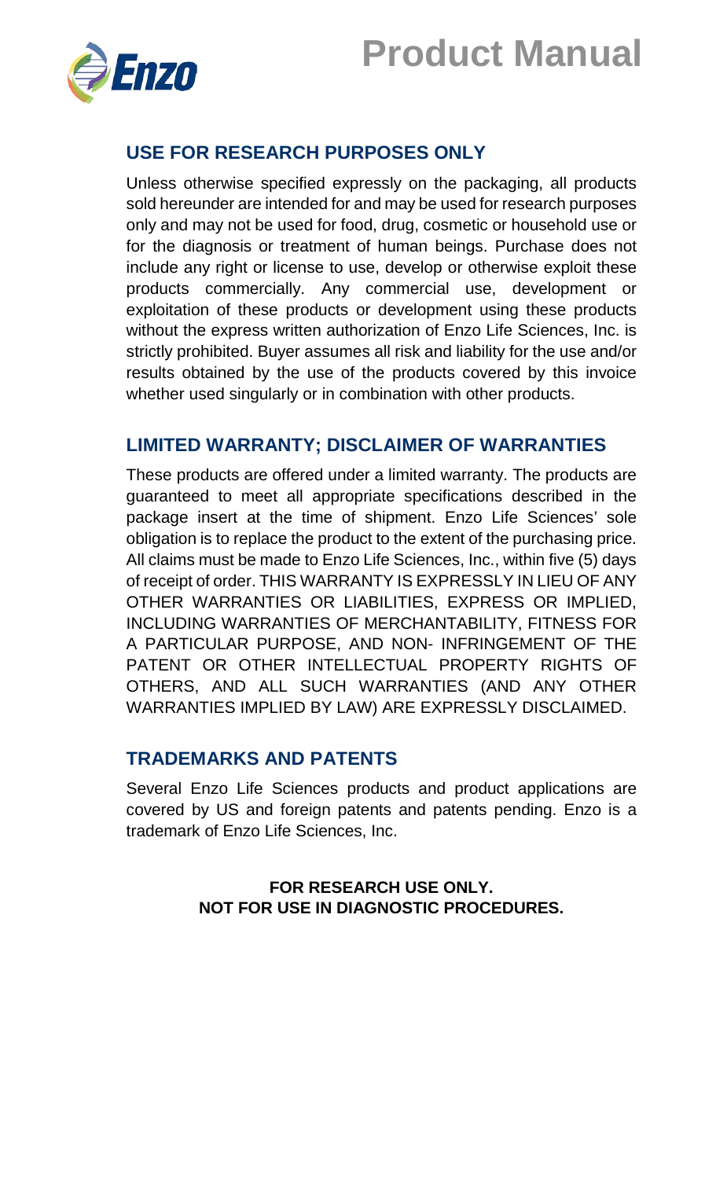## USE FOR RESEARCH PURPOSES ONLY

Unless otherwise specified expressly on the packaging, all products sold hereunder are intended for and may be used for research purposes only and may not be used for food, drug, cosmetic or household use or for the diagnosis or treatment of human beings. Purchase does not include any right or license to use, develop or otherwise exploit these products commercially. Any commercial use, development or exploitation of these products or development using these products without the express written authorization of Enzo Life Sciences, Inc. is strictly prohibited. Buyer assumes all risk and liability for the use and/or results obtained by the use of the products covered by this invoice whether used singularly or in combination with other products.

## LIMITED WARRANTY; DISCLAIMER OF WARRANTIES

These products are offered under a limited warranty. The products are guaranteed to meet all appropriate specifications described in the package insert at the time of shipment. Enzo Life Sciences' sole obligation is to replace the product to the extent of the purchasing price. All claims must be made to Enzo Life Sciences, Inc., within five (5) days of receipt of order. THIS WARRANTY IS EXPRESSLY IN LIEU OF ANY OTHER WARRANTIES OR LIABILITIES, EXPRESS OR IMPLIED, INCLUDING WARRANTIES OF MERCHANTABILITY, FITNESS FOR A PARTICULAR PURPOSE, AND NON- INFRINGEMENT OF THE PATENT OR OTHER INTELLECTUAL PROPERTY RIGHTS OF OTHERS, AND ALL SUCH WARRANTIES (AND ANY OTHER WARRANTIES IMPLIED BY LAW) ARE EXPRESSLY DISCLAIMED.

## TRADEMARKS AND PATENTS

Several Enzo Life Sciences products and product applications are covered by US and foreign patents and patents pending. Enzo is a trademark of Enzo Life Sciences, Inc.

**FOR RESEARCH USE ONLY.**
**NOT FOR USE IN DIAGNOSTIC PROCEDURES.**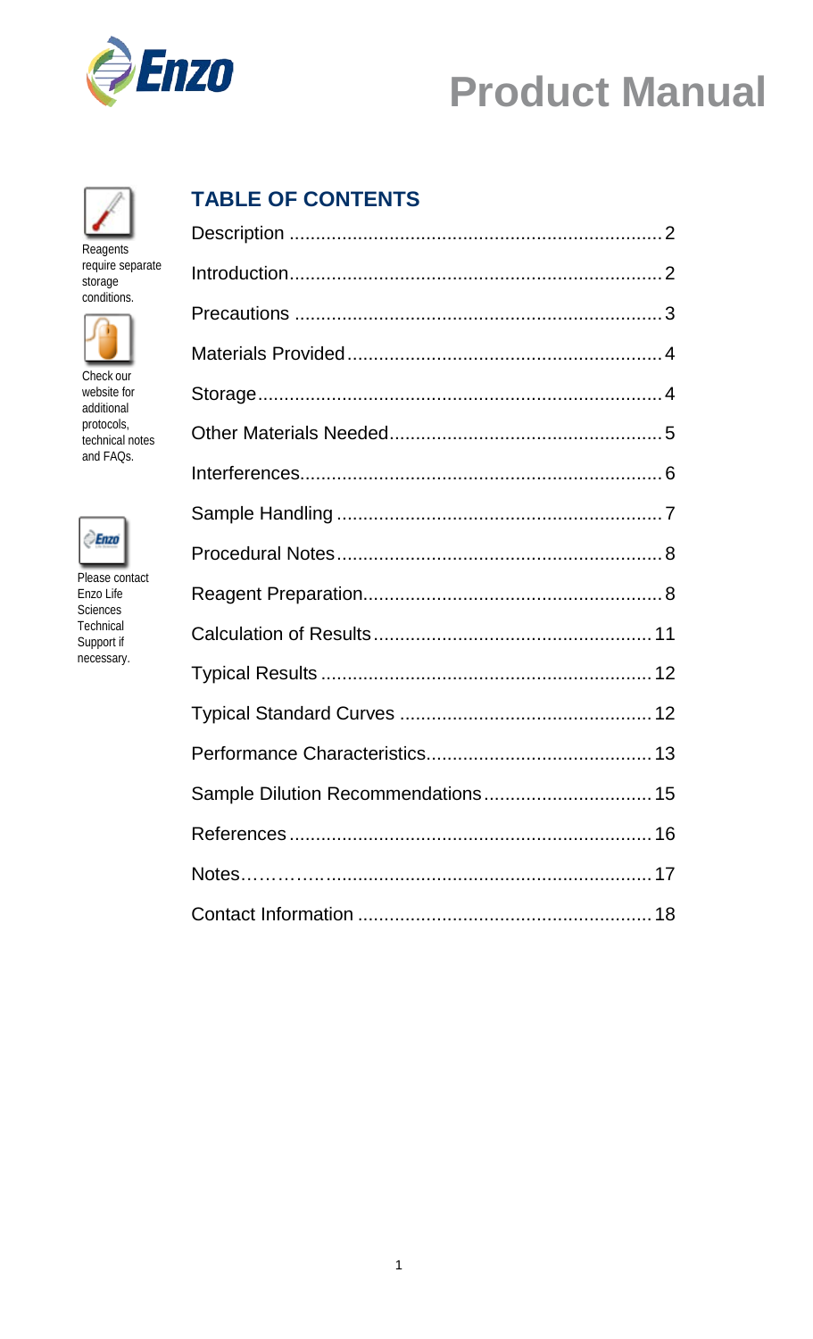# Product Manual

Reagents require separate storage conditions.

Check our website for additional protocols, technical notes and FAQs.

Please contact Enzo Life Sciences Technical Support if necessary.

## TABLE OF CONTENTS

Description ........................................................................ 2

Introduction........................................................................ 2

Precautions ........................................................................ 3

Materials Provided ............................................................... 4

Storage................................................................................ 4

Other Materials Needed........................................................ 5

Interferences....................................................................... 6

Sample Handling ................................................................. 7

Procedural Notes ................................................................. 8

Reagent Preparation............................................................. 8

Calculation of Results ......................................................... 11

Typical Results .................................................................. 12

Typical Standard Curves .................................................... 12

Performance Characteristics............................................... 13

Sample Dilution Recommendations..................................... 15

References ........................................................................ 16

Notes………….................................................................... 17

Contact Information ........................................................... 18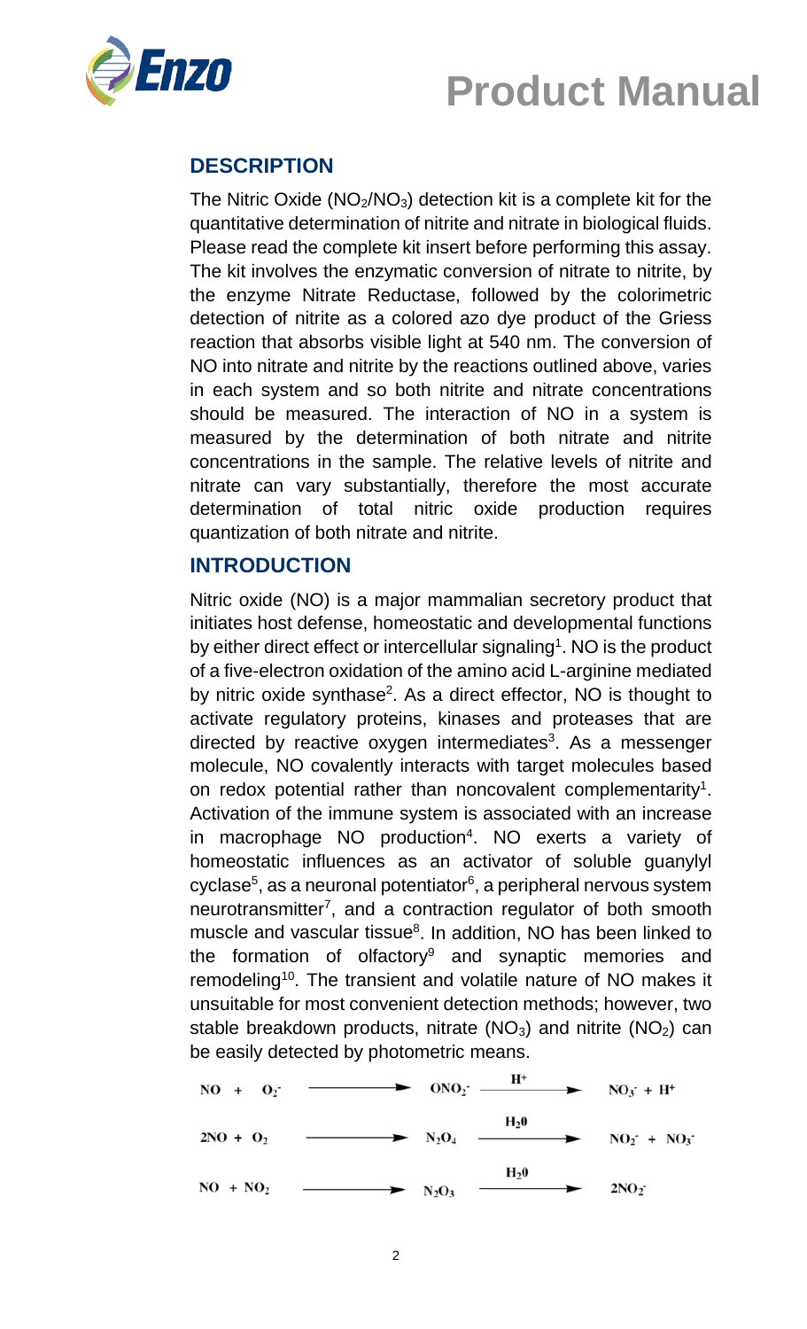## DESCRIPTION

The Nitric Oxide ($NO_2$/$NO_3$) detection kit is a complete kit for the quantitative determination of nitrite and nitrate in biological fluids. Please read the complete kit insert before performing this assay. The kit involves the enzymatic conversion of nitrate to nitrite, by the enzyme Nitrate Reductase, followed by the colorimetric detection of nitrite as a colored azo dye product of the Griess reaction that absorbs visible light at 540 nm. The conversion of NO into nitrate and nitrite by the reactions outlined above, varies in each system and so both nitrite and nitrate concentrations should be measured. The interaction of NO in a system is measured by the determination of both nitrate and nitrite concentrations in the sample. The relative levels of nitrite and nitrate can vary substantially, therefore the most accurate determination of total nitric oxide production requires quantization of both nitrate and nitrite.

## INTRODUCTION

Nitric oxide (NO) is a major mammalian secretory product that initiates host defense, homeostatic and developmental functions by either direct effect or intercellular signaling[1]. NO is the product of a five-electron oxidation of the amino acid L-arginine mediated by nitric oxide synthase[2]. As a direct effector, NO is thought to activate regulatory proteins, kinases and proteases that are directed by reactive oxygen intermediates[3]. As a messenger molecule, NO covalently interacts with target molecules based on redox potential rather than noncovalent complementarity[1]. Activation of the immune system is associated with an increase in macrophage NO production[4]. NO exerts a variety of homeostatic influences as an activator of soluble guanylyl cyclase[5], as a neuronal potentiator[6], a peripheral nervous system neurotransmitter[7], and a contraction regulator of both smooth muscle and vascular tissue[8]. In addition, NO has been linked to the formation of olfactory[9] and synaptic memories and remodeling[10]. The transient and volatile nature of NO makes it unsuitable for most convenient detection methods; however, two stable breakdown products, nitrate ($NO_3$) and nitrite ($NO_2$) can be easily detected by photometric means.

$$NO + O_2^- \longrightarrow ONO_2^- \xrightarrow{H^+} NO_3^- + H^+$$

$$2NO + O_2 \longrightarrow N_2O_4 \xrightarrow{H_2O} NO_2^- + NO_3^-$$

$$NO + NO_2 \longrightarrow N_2O_3 \xrightarrow{H_2O} 2NO_2^-$$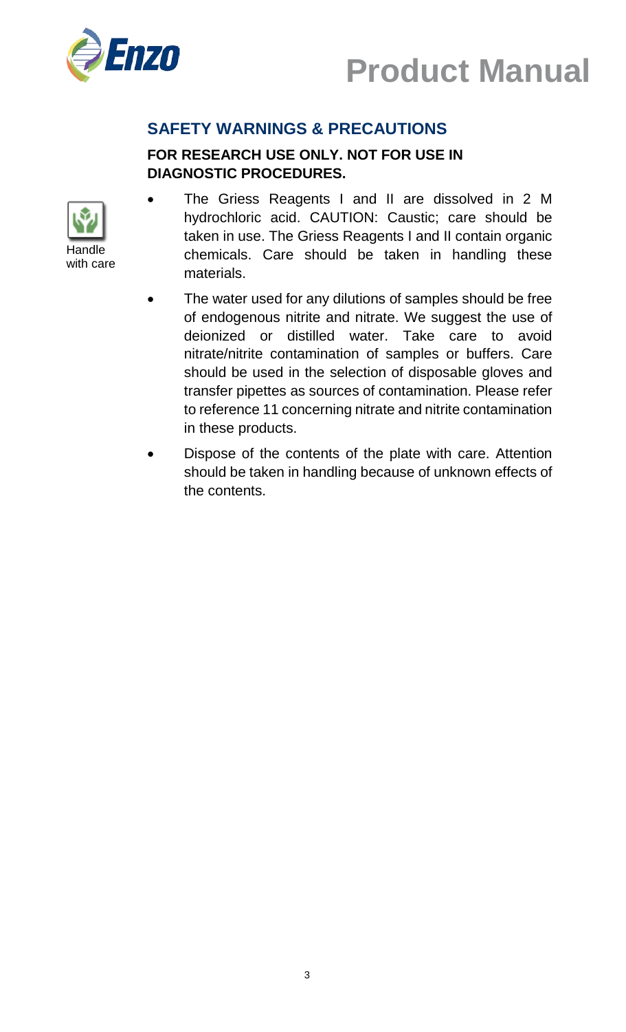## SAFETY WARNINGS & PRECAUTIONS

**FOR RESEARCH USE ONLY. NOT FOR USE IN DIAGNOSTIC PROCEDURES.**

Handle with care

- The Griess Reagents I and II are dissolved in 2 M hydrochloric acid. CAUTION: Caustic; care should be taken in use. The Griess Reagents I and II contain organic chemicals. Care should be taken in handling these materials.
- The water used for any dilutions of samples should be free of endogenous nitrite and nitrate. We suggest the use of deionized or distilled water. Take care to avoid nitrate/nitrite contamination of samples or buffers. Care should be used in the selection of disposable gloves and transfer pipettes as sources of contamination. Please refer to reference 11 concerning nitrate and nitrite contamination in these products.
- Dispose of the contents of the plate with care. Attention should be taken in handling because of unknown effects of the contents.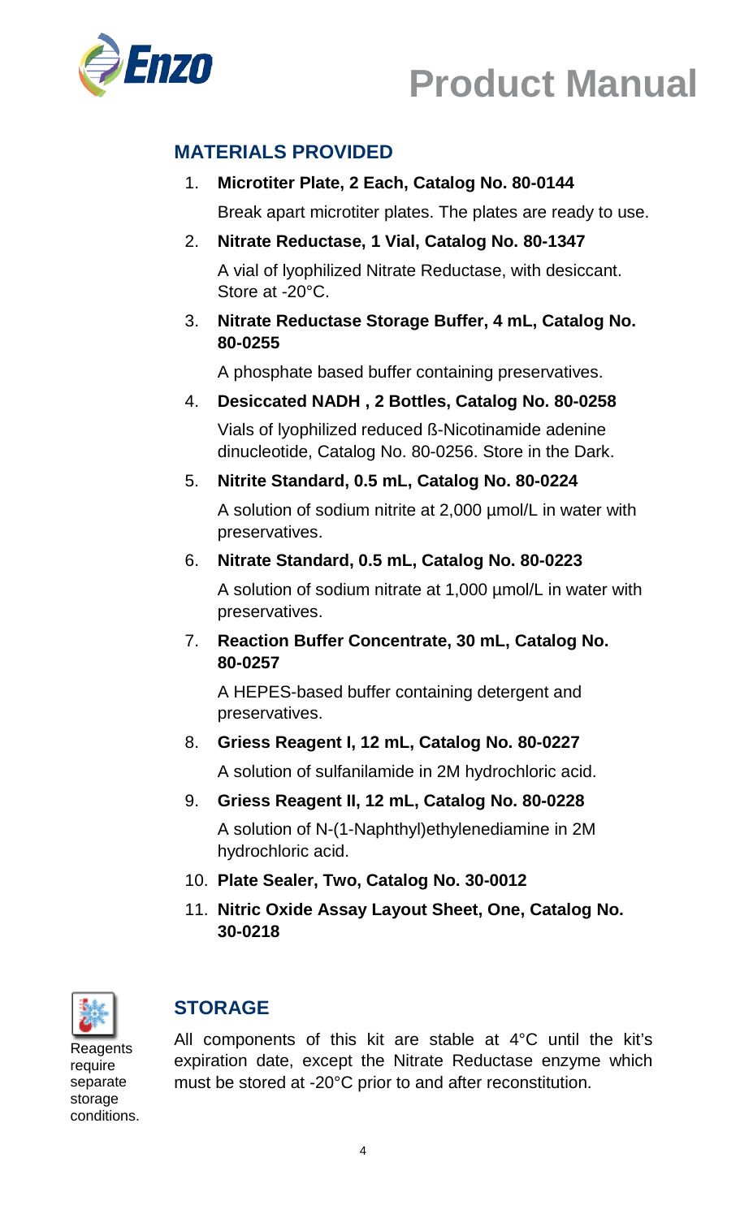## MATERIALS PROVIDED

1. **Microtiter Plate, 2 Each, Catalog No. 80-0144**

   Break apart microtiter plates. The plates are ready to use.

2. **Nitrate Reductase, 1 Vial, Catalog No. 80-1347**

   A vial of lyophilized Nitrate Reductase, with desiccant. Store at -20°C.

3. **Nitrate Reductase Storage Buffer, 4 mL, Catalog No. 80-0255**

   A phosphate based buffer containing preservatives.

4. **Desiccated NADH , 2 Bottles, Catalog No. 80-0258**

   Vials of lyophilized reduced ß-Nicotinamide adenine dinucleotide, Catalog No. 80-0256. Store in the Dark.

5. **Nitrite Standard, 0.5 mL, Catalog No. 80-0224**

   A solution of sodium nitrite at 2,000 µmol/L in water with preservatives.

6. **Nitrate Standard, 0.5 mL, Catalog No. 80-0223**

   A solution of sodium nitrate at 1,000 µmol/L in water with preservatives.

7. **Reaction Buffer Concentrate, 30 mL, Catalog No. 80-0257**

   A HEPES-based buffer containing detergent and preservatives.

8. **Griess Reagent I, 12 mL, Catalog No. 80-0227**

   A solution of sulfanilamide in 2M hydrochloric acid.

9. **Griess Reagent II, 12 mL, Catalog No. 80-0228**

   A solution of N-(1-Naphthyl)ethylenediamine in 2M hydrochloric acid.

10. **Plate Sealer, Two, Catalog No. 30-0012**

11. **Nitric Oxide Assay Layout Sheet, One, Catalog No. 30-0218**

## STORAGE

Reagents require separate storage conditions.

All components of this kit are stable at 4°C until the kit's expiration date, except the Nitrate Reductase enzyme which must be stored at -20°C prior to and after reconstitution.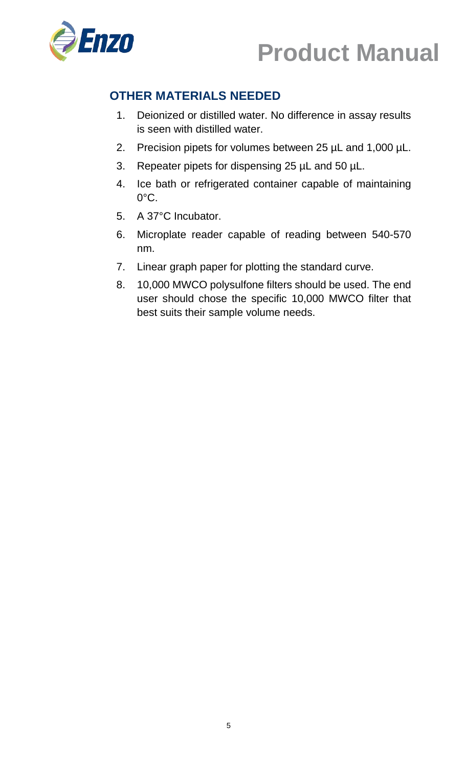## OTHER MATERIALS NEEDED

1. Deionized or distilled water. No difference in assay results is seen with distilled water.
2. Precision pipets for volumes between 25 µL and 1,000 µL.
3. Repeater pipets for dispensing 25 µL and 50 µL.
4. Ice bath or refrigerated container capable of maintaining 0°C.
5. A 37°C Incubator.
6. Microplate reader capable of reading between 540-570 nm.
7. Linear graph paper for plotting the standard curve.
8. 10,000 MWCO polysulfone filters should be used. The end user should chose the specific 10,000 MWCO filter that best suits their sample volume needs.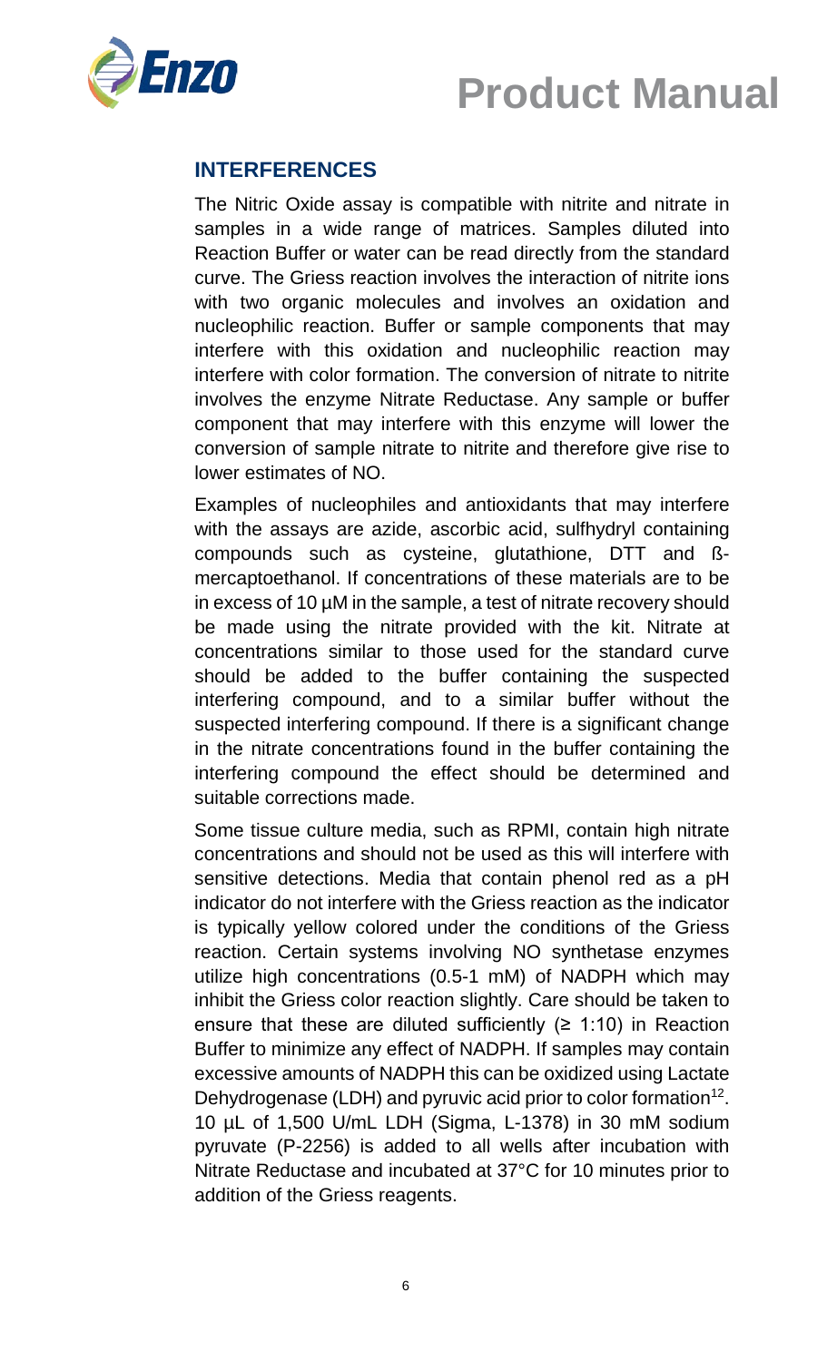## INTERFERENCES

The Nitric Oxide assay is compatible with nitrite and nitrate in samples in a wide range of matrices. Samples diluted into Reaction Buffer or water can be read directly from the standard curve. The Griess reaction involves the interaction of nitrite ions with two organic molecules and involves an oxidation and nucleophilic reaction. Buffer or sample components that may interfere with this oxidation and nucleophilic reaction may interfere with color formation. The conversion of nitrate to nitrite involves the enzyme Nitrate Reductase. Any sample or buffer component that may interfere with this enzyme will lower the conversion of sample nitrate to nitrite and therefore give rise to lower estimates of NO.

Examples of nucleophiles and antioxidants that may interfere with the assays are azide, ascorbic acid, sulfhydryl containing compounds such as cysteine, glutathione, DTT and ß-mercaptoethanol. If concentrations of these materials are to be in excess of 10 µM in the sample, a test of nitrate recovery should be made using the nitrate provided with the kit. Nitrate at concentrations similar to those used for the standard curve should be added to the buffer containing the suspected interfering compound, and to a similar buffer without the suspected interfering compound. If there is a significant change in the nitrate concentrations found in the buffer containing the interfering compound the effect should be determined and suitable corrections made.

Some tissue culture media, such as RPMI, contain high nitrate concentrations and should not be used as this will interfere with sensitive detections. Media that contain phenol red as a pH indicator do not interfere with the Griess reaction as the indicator is typically yellow colored under the conditions of the Griess reaction. Certain systems involving NO synthetase enzymes utilize high concentrations (0.5-1 mM) of NADPH which may inhibit the Griess color reaction slightly. Care should be taken to ensure that these are diluted sufficiently (≥ 1:10) in Reaction Buffer to minimize any effect of NADPH. If samples may contain excessive amounts of NADPH this can be oxidized using Lactate Dehydrogenase (LDH) and pyruvic acid prior to color formation[12]. 10 µL of 1,500 U/mL LDH (Sigma, L-1378) in 30 mM sodium pyruvate (P-2256) is added to all wells after incubation with Nitrate Reductase and incubated at 37°C for 10 minutes prior to addition of the Griess reagents.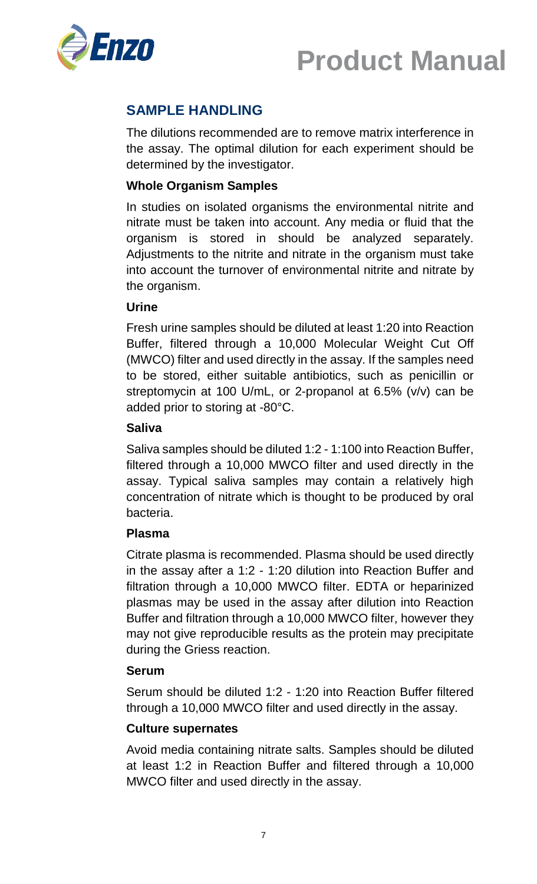## SAMPLE HANDLING

The dilutions recommended are to remove matrix interference in the assay. The optimal dilution for each experiment should be determined by the investigator.

### Whole Organism Samples

In studies on isolated organisms the environmental nitrite and nitrate must be taken into account. Any media or fluid that the organism is stored in should be analyzed separately. Adjustments to the nitrite and nitrate in the organism must take into account the turnover of environmental nitrite and nitrate by the organism.

### Urine

Fresh urine samples should be diluted at least 1:20 into Reaction Buffer, filtered through a 10,000 Molecular Weight Cut Off (MWCO) filter and used directly in the assay. If the samples need to be stored, either suitable antibiotics, such as penicillin or streptomycin at 100 U/mL, or 2-propanol at 6.5% (v/v) can be added prior to storing at -80°C.

### Saliva

Saliva samples should be diluted 1:2 - 1:100 into Reaction Buffer, filtered through a 10,000 MWCO filter and used directly in the assay. Typical saliva samples may contain a relatively high concentration of nitrate which is thought to be produced by oral bacteria.

### Plasma

Citrate plasma is recommended. Plasma should be used directly in the assay after a 1:2 - 1:20 dilution into Reaction Buffer and filtration through a 10,000 MWCO filter. EDTA or heparinized plasmas may be used in the assay after dilution into Reaction Buffer and filtration through a 10,000 MWCO filter, however they may not give reproducible results as the protein may precipitate during the Griess reaction.

### Serum

Serum should be diluted 1:2 - 1:20 into Reaction Buffer filtered through a 10,000 MWCO filter and used directly in the assay.

### Culture supernates

Avoid media containing nitrate salts. Samples should be diluted at least 1:2 in Reaction Buffer and filtered through a 10,000 MWCO filter and used directly in the assay.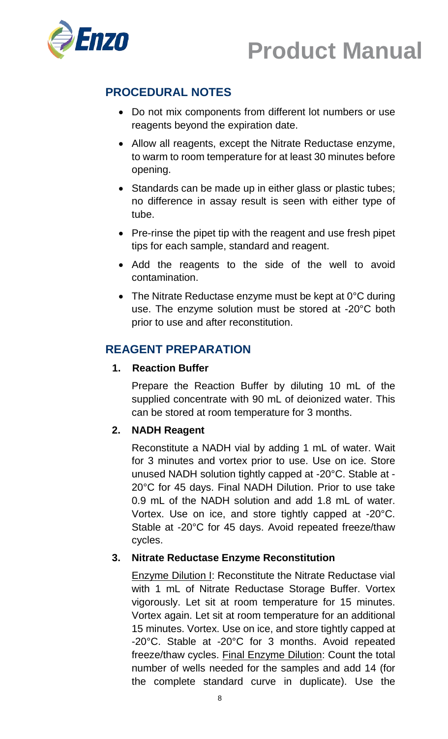## PROCEDURAL NOTES

- Do not mix components from different lot numbers or use reagents beyond the expiration date.
- Allow all reagents, except the Nitrate Reductase enzyme, to warm to room temperature for at least 30 minutes before opening.
- Standards can be made up in either glass or plastic tubes; no difference in assay result is seen with either type of tube.
- Pre-rinse the pipet tip with the reagent and use fresh pipet tips for each sample, standard and reagent.
- Add the reagents to the side of the well to avoid contamination.
- The Nitrate Reductase enzyme must be kept at 0°C during use. The enzyme solution must be stored at -20°C both prior to use and after reconstitution.

## REAGENT PREPARATION

1. **Reaction Buffer**

   Prepare the Reaction Buffer by diluting 10 mL of the supplied concentrate with 90 mL of deionized water. This can be stored at room temperature for 3 months.

2. **NADH Reagent**

   Reconstitute a NADH vial by adding 1 mL of water. Wait for 3 minutes and vortex prior to use. Use on ice. Store unused NADH solution tightly capped at -20°C. Stable at -20°C for 45 days. Final NADH Dilution. Prior to use take 0.9 mL of the NADH solution and add 1.8 mL of water. Vortex. Use on ice, and store tightly capped at -20°C. Stable at -20°C for 45 days. Avoid repeated freeze/thaw cycles.

3. **Nitrate Reductase Enzyme Reconstitution**

   Enzyme Dilution I: Reconstitute the Nitrate Reductase vial with 1 mL of Nitrate Reductase Storage Buffer. Vortex vigorously. Let sit at room temperature for 15 minutes. Vortex again. Let sit at room temperature for an additional 15 minutes. Vortex. Use on ice, and store tightly capped at -20°C. Stable at -20°C for 3 months. Avoid repeated freeze/thaw cycles. Final Enzyme Dilution: Count the total number of wells needed for the samples and add 14 (for the complete standard curve in duplicate). Use the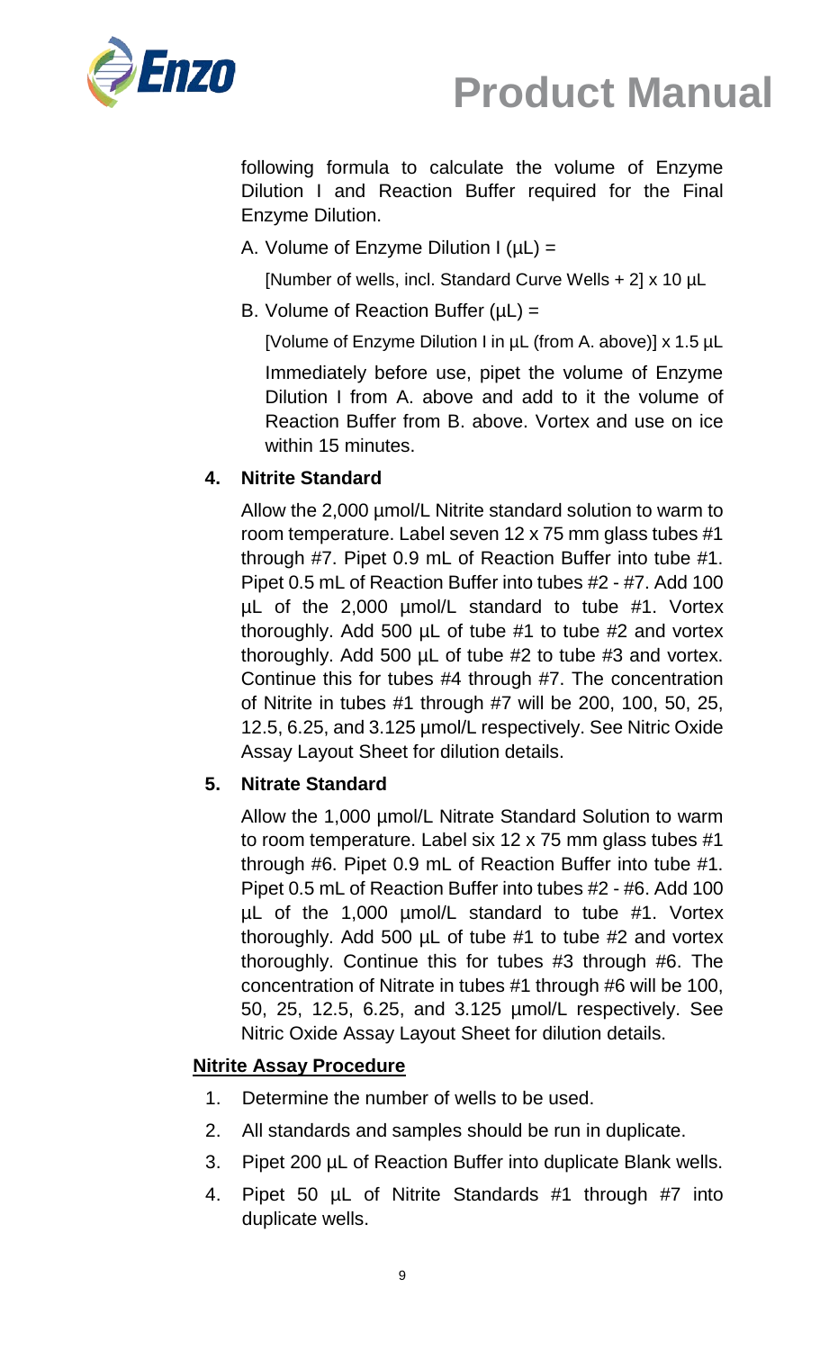following formula to calculate the volume of Enzyme Dilution I and Reaction Buffer required for the Final Enzyme Dilution.

A. Volume of Enzyme Dilution I (µL) =

[Number of wells, incl. Standard Curve Wells + 2] x 10 µL

B. Volume of Reaction Buffer (µL) =

[Volume of Enzyme Dilution I in µL (from A. above)] x 1.5 µL

Immediately before use, pipet the volume of Enzyme Dilution I from A. above and add to it the volume of Reaction Buffer from B. above. Vortex and use on ice within 15 minutes.

**4. Nitrite Standard**

Allow the 2,000 µmol/L Nitrite standard solution to warm to room temperature. Label seven 12 x 75 mm glass tubes #1 through #7. Pipet 0.9 mL of Reaction Buffer into tube #1. Pipet 0.5 mL of Reaction Buffer into tubes #2 - #7. Add 100 µL of the 2,000 µmol/L standard to tube #1. Vortex thoroughly. Add 500 µL of tube #1 to tube #2 and vortex thoroughly. Add 500 µL of tube #2 to tube #3 and vortex. Continue this for tubes #4 through #7. The concentration of Nitrite in tubes #1 through #7 will be 200, 100, 50, 25, 12.5, 6.25, and 3.125 µmol/L respectively. See Nitric Oxide Assay Layout Sheet for dilution details.

**5. Nitrate Standard**

Allow the 1,000 µmol/L Nitrate Standard Solution to warm to room temperature. Label six 12 x 75 mm glass tubes #1 through #6. Pipet 0.9 mL of Reaction Buffer into tube #1. Pipet 0.5 mL of Reaction Buffer into tubes #2 - #6. Add 100 µL of the 1,000 µmol/L standard to tube #1. Vortex thoroughly. Add 500 µL of tube #1 to tube #2 and vortex thoroughly. Continue this for tubes #3 through #6. The concentration of Nitrate in tubes #1 through #6 will be 100, 50, 25, 12.5, 6.25, and 3.125 µmol/L respectively. See Nitric Oxide Assay Layout Sheet for dilution details.

## Nitrite Assay Procedure

1. Determine the number of wells to be used.
2. All standards and samples should be run in duplicate.
3. Pipet 200 µL of Reaction Buffer into duplicate Blank wells.
4. Pipet 50 µL of Nitrite Standards #1 through #7 into duplicate wells.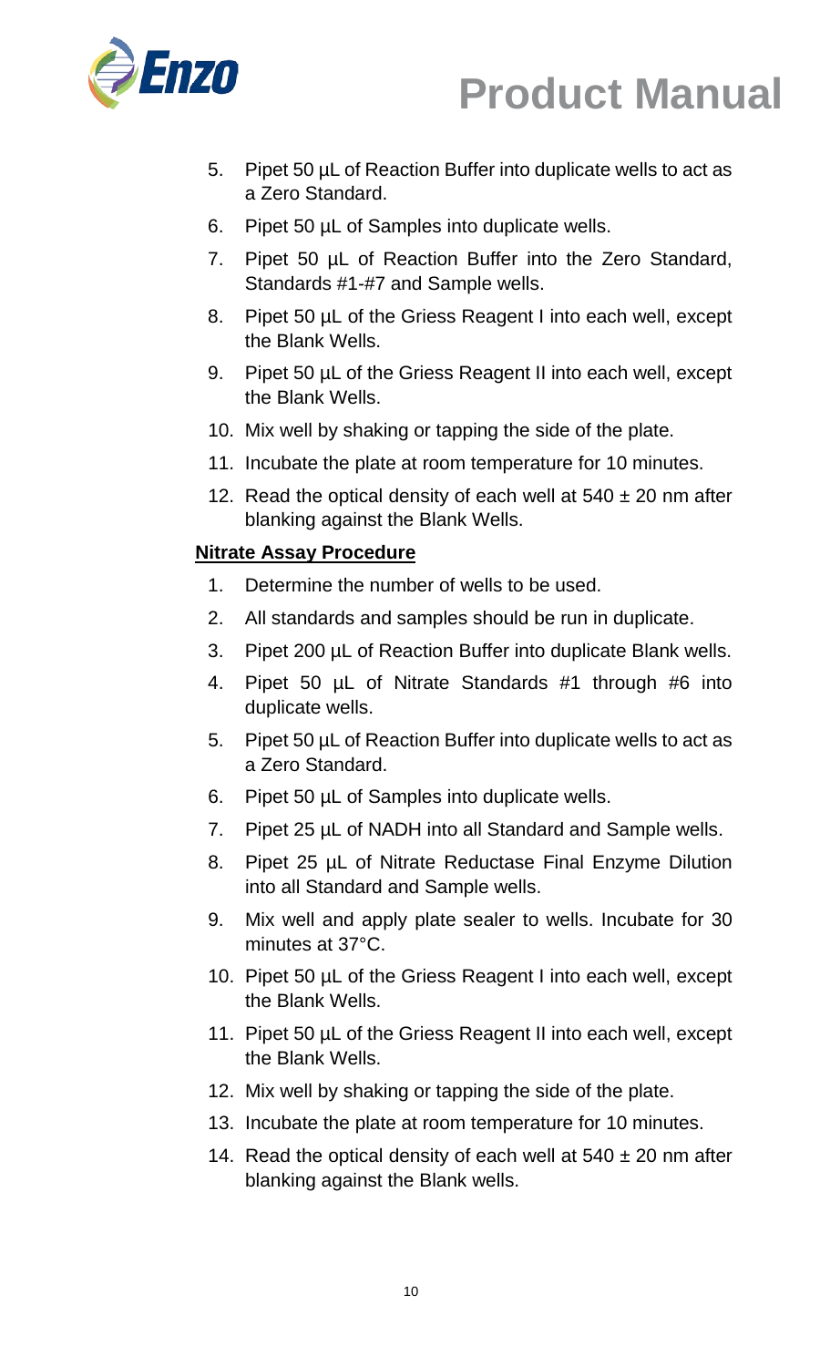5. Pipet 50 µL of Reaction Buffer into duplicate wells to act as a Zero Standard.
6. Pipet 50 µL of Samples into duplicate wells.
7. Pipet 50 µL of Reaction Buffer into the Zero Standard, Standards #1-#7 and Sample wells.
8. Pipet 50 µL of the Griess Reagent I into each well, except the Blank Wells.
9. Pipet 50 µL of the Griess Reagent II into each well, except the Blank Wells.
10. Mix well by shaking or tapping the side of the plate.
11. Incubate the plate at room temperature for 10 minutes.
12. Read the optical density of each well at 540 ± 20 nm after blanking against the Blank Wells.

**Nitrate Assay Procedure**

1. Determine the number of wells to be used.
2. All standards and samples should be run in duplicate.
3. Pipet 200 µL of Reaction Buffer into duplicate Blank wells.
4. Pipet 50 µL of Nitrate Standards #1 through #6 into duplicate wells.
5. Pipet 50 µL of Reaction Buffer into duplicate wells to act as a Zero Standard.
6. Pipet 50 µL of Samples into duplicate wells.
7. Pipet 25 µL of NADH into all Standard and Sample wells.
8. Pipet 25 µL of Nitrate Reductase Final Enzyme Dilution into all Standard and Sample wells.
9. Mix well and apply plate sealer to wells. Incubate for 30 minutes at 37°C.
10. Pipet 50 µL of the Griess Reagent I into each well, except the Blank Wells.
11. Pipet 50 µL of the Griess Reagent II into each well, except the Blank Wells.
12. Mix well by shaking or tapping the side of the plate.
13. Incubate the plate at room temperature for 10 minutes.
14. Read the optical density of each well at 540 ± 20 nm after blanking against the Blank wells.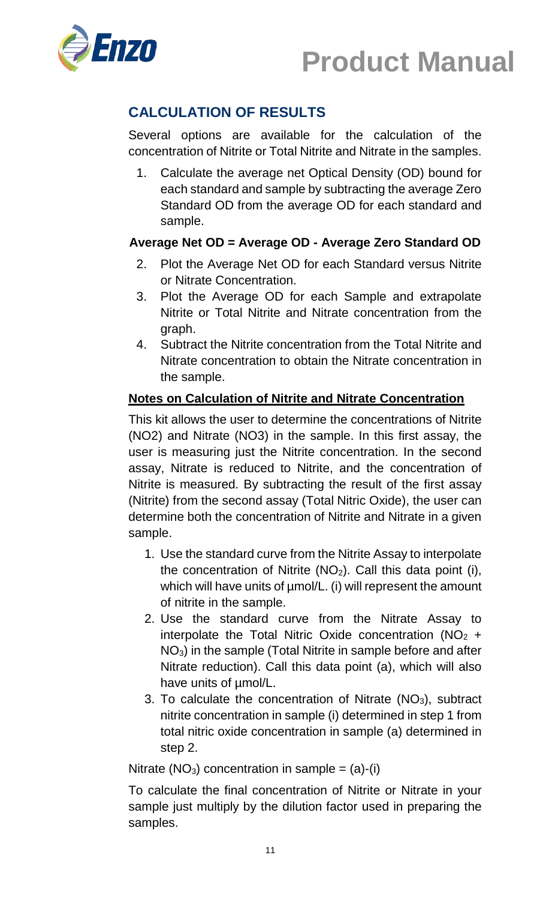## CALCULATION OF RESULTS

Several options are available for the calculation of the concentration of Nitrite or Total Nitrite and Nitrate in the samples.

1. Calculate the average net Optical Density (OD) bound for each standard and sample by subtracting the average Zero Standard OD from the average OD for each standard and sample.

**Average Net OD = Average OD - Average Zero Standard OD**

2. Plot the Average Net OD for each Standard versus Nitrite or Nitrate Concentration.
3. Plot the Average OD for each Sample and extrapolate Nitrite or Total Nitrite and Nitrate concentration from the graph.
4. Subtract the Nitrite concentration from the Total Nitrite and Nitrate concentration to obtain the Nitrate concentration in the sample.

**Notes on Calculation of Nitrite and Nitrate Concentration**

This kit allows the user to determine the concentrations of Nitrite (NO2) and Nitrate (NO3) in the sample. In this first assay, the user is measuring just the Nitrite concentration. In the second assay, Nitrate is reduced to Nitrite, and the concentration of Nitrite is measured. By subtracting the result of the first assay (Nitrite) from the second assay (Total Nitric Oxide), the user can determine both the concentration of Nitrite and Nitrate in a given sample.

1. Use the standard curve from the Nitrite Assay to interpolate the concentration of Nitrite ($NO_2$). Call this data point (i), which will have units of µmol/L. (i) will represent the amount of nitrite in the sample.
2. Use the standard curve from the Nitrate Assay to interpolate the Total Nitric Oxide concentration ($NO_2$ + $NO_3$) in the sample (Total Nitrite in sample before and after Nitrate reduction). Call this data point (a), which will also have units of µmol/L.
3. To calculate the concentration of Nitrate ($NO_3$), subtract nitrite concentration in sample (i) determined in step 1 from total nitric oxide concentration in sample (a) determined in step 2.

Nitrate ($NO_3$) concentration in sample = (a)-(i)

To calculate the final concentration of Nitrite or Nitrate in your sample just multiply by the dilution factor used in preparing the samples.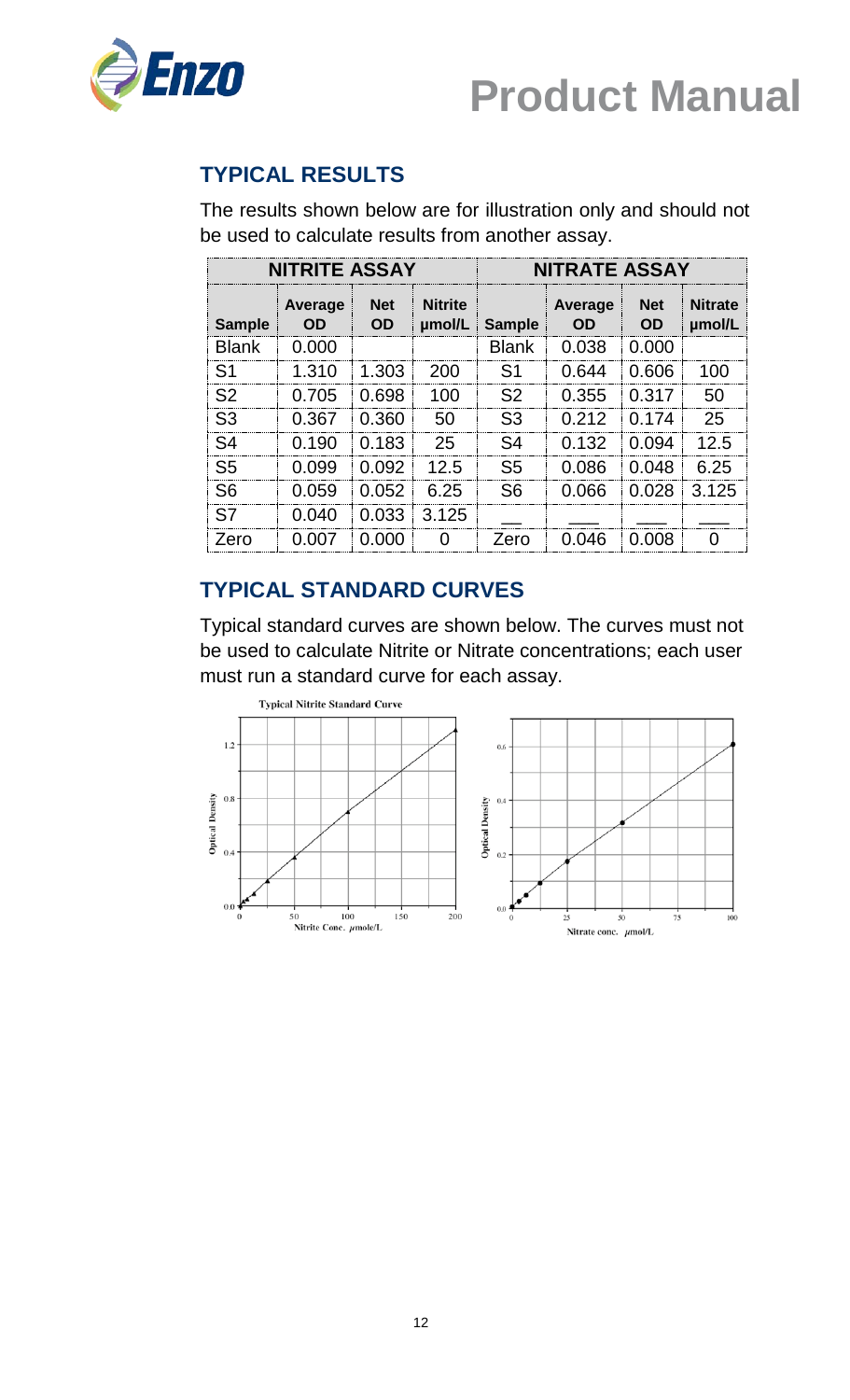## TYPICAL RESULTS

The results shown below are for illustration only and should not be used to calculate results from another assay.

| NITRITE ASSAY | | | | NITRATE ASSAY | | | |
|---|---|---|---|---|---|---|---|
| Sample | Average OD | Net OD | Nitrite µmol/L | Sample | Average OD | Net OD | Nitrate µmol/L |
| Blank | 0.000 | | | Blank | 0.038 | 0.000 | |
| S1 | 1.310 | 1.303 | 200 | S1 | 0.644 | 0.606 | 100 |
| S2 | 0.705 | 0.698 | 100 | S2 | 0.355 | 0.317 | 50 |
| S3 | 0.367 | 0.360 | 50 | S3 | 0.212 | 0.174 | 25 |
| S4 | 0.190 | 0.183 | 25 | S4 | 0.132 | 0.094 | 12.5 |
| S5 | 0.099 | 0.092 | 12.5 | S5 | 0.086 | 0.048 | 6.25 |
| S6 | 0.059 | 0.052 | 6.25 | S6 | 0.066 | 0.028 | 3.125 |
| S7 | 0.040 | 0.033 | 3.125 | ___ | ___ | ___ | ___ |
| Zero | 0.007 | 0.000 | 0 | Zero | 0.046 | 0.008 | 0 |

## TYPICAL STANDARD CURVES

Typical standard curves are shown below. The curves must not be used to calculate Nitrite or Nitrate concentrations; each user must run a standard curve for each assay.

Typical Nitrite Standard Curve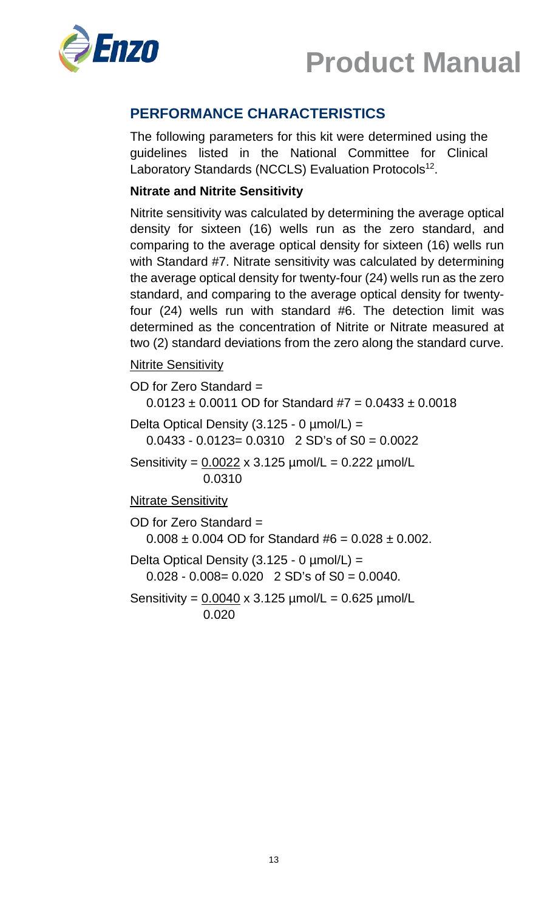## PERFORMANCE CHARACTERISTICS

The following parameters for this kit were determined using the guidelines listed in the National Committee for Clinical Laboratory Standards (NCCLS) Evaluation Protocols[12].

**Nitrate and Nitrite Sensitivity**

Nitrite sensitivity was calculated by determining the average optical density for sixteen (16) wells run as the zero standard, and comparing to the average optical density for sixteen (16) wells run with Standard #7. Nitrate sensitivity was calculated by determining the average optical density for twenty-four (24) wells run as the zero standard, and comparing to the average optical density for twenty-four (24) wells run with standard #6. The detection limit was determined as the concentration of Nitrite or Nitrate measured at two (2) standard deviations from the zero along the standard curve.

<u>Nitrite Sensitivity</u>

OD for Zero Standard = $0.0123 \pm 0.0011$ OD for Standard #7 = $0.0433 \pm 0.0018$

Delta Optical Density (3.125 - 0 µmol/L) = $0.0433 - 0.0123 = 0.0310$   2 SD's of S0 = 0.0022

$$\text{Sensitivity} = \frac{0.0022}{0.0310} \times 3.125\ \mu\text{mol/L} = 0.222\ \mu\text{mol/L}$$

<u>Nitrate Sensitivity</u>

OD for Zero Standard = $0.008 \pm 0.004$ OD for Standard #6 = $0.028 \pm 0.002$.

Delta Optical Density (3.125 - 0 µmol/L) = $0.028 - 0.008 = 0.020$   2 SD's of S0 = 0.0040.

$$\text{Sensitivity} = \frac{0.0040}{0.020} \times 3.125\ \mu\text{mol/L} = 0.625\ \mu\text{mol/L}$$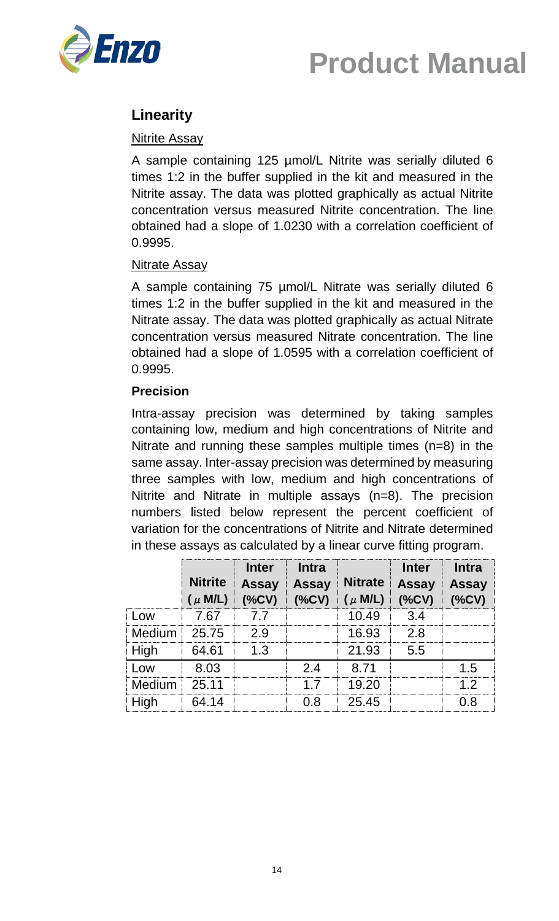## Linearity

Nitrite Assay

A sample containing 125 µmol/L Nitrite was serially diluted 6 times 1:2 in the buffer supplied in the kit and measured in the Nitrite assay. The data was plotted graphically as actual Nitrite concentration versus measured Nitrite concentration. The line obtained had a slope of 1.0230 with a correlation coefficient of 0.9995.

Nitrate Assay

A sample containing 75 µmol/L Nitrate was serially diluted 6 times 1:2 in the buffer supplied in the kit and measured in the Nitrate assay. The data was plotted graphically as actual Nitrate concentration versus measured Nitrate concentration. The line obtained had a slope of 1.0595 with a correlation coefficient of 0.9995.

**Precision**

Intra-assay precision was determined by taking samples containing low, medium and high concentrations of Nitrite and Nitrate and running these samples multiple times (n=8) in the same assay. Inter-assay precision was determined by measuring three samples with low, medium and high concentrations of Nitrite and Nitrate in multiple assays (n=8). The precision numbers listed below represent the percent coefficient of variation for the concentrations of Nitrite and Nitrate determined in these assays as calculated by a linear curve fitting program.

| | Nitrite (μ M/L) | Inter Assay (%CV) | Intra Assay (%CV) | Nitrate (μ M/L) | Inter Assay (%CV) | Intra Assay (%CV) |
|---|---|---|---|---|---|---|
| Low | 7.67 | 7.7 | | 10.49 | 3.4 | |
| Medium | 25.75 | 2.9 | | 16.93 | 2.8 | |
| High | 64.61 | 1.3 | | 21.93 | 5.5 | |
| Low | 8.03 | | 2.4 | 8.71 | | 1.5 |
| Medium | 25.11 | | 1.7 | 19.20 | | 1.2 |
| High | 64.14 | | 0.8 | 25.45 | | 0.8 |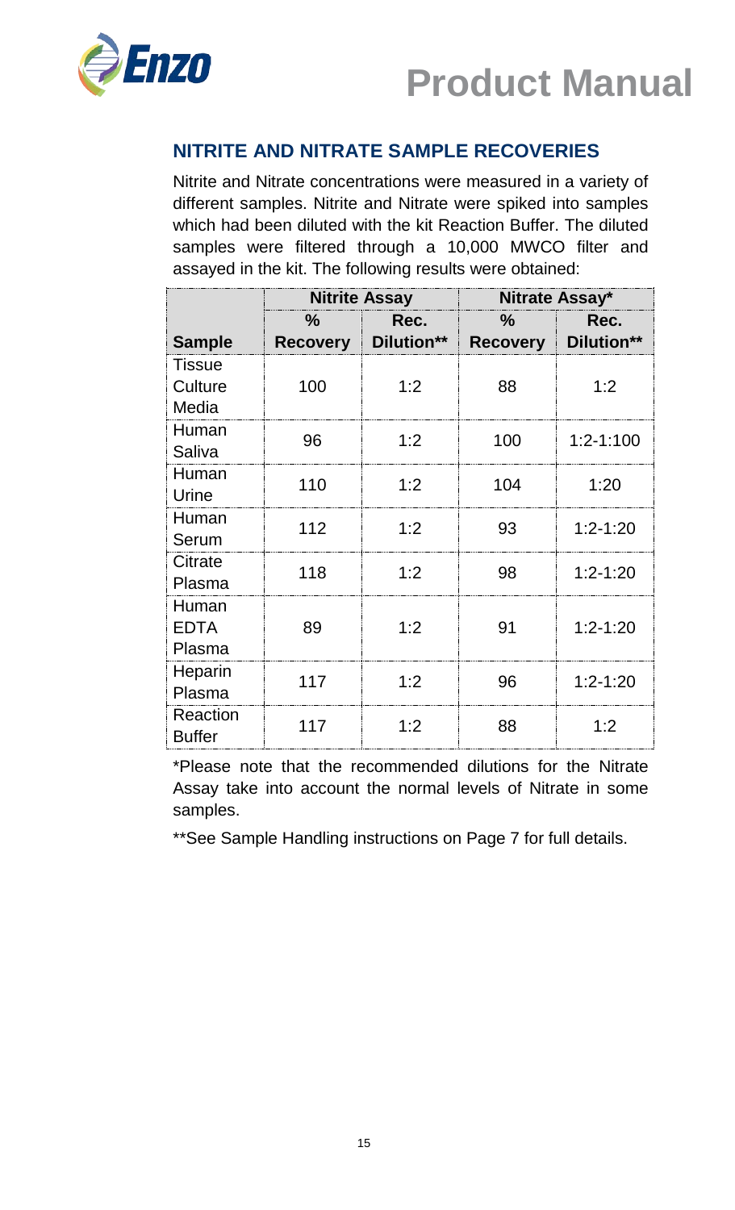## NITRITE AND NITRATE SAMPLE RECOVERIES

Nitrite and Nitrate concentrations were measured in a variety of different samples. Nitrite and Nitrate were spiked into samples which had been diluted with the kit Reaction Buffer. The diluted samples were filtered through a 10,000 MWCO filter and assayed in the kit. The following results were obtained:

| | Nitrite Assay | | Nitrate Assay* | |
|---|---|---|---|---|
| **Sample** | **% Recovery** | **Rec. Dilution**** | **% Recovery** | **Rec. Dilution**** |
| Tissue Culture Media | 100 | 1:2 | 88 | 1:2 |
| Human Saliva | 96 | 1:2 | 100 | 1:2-1:100 |
| Human Urine | 110 | 1:2 | 104 | 1:20 |
| Human Serum | 112 | 1:2 | 93 | 1:2-1:20 |
| Citrate Plasma | 118 | 1:2 | 98 | 1:2-1:20 |
| Human EDTA Plasma | 89 | 1:2 | 91 | 1:2-1:20 |
| Heparin Plasma | 117 | 1:2 | 96 | 1:2-1:20 |
| Reaction Buffer | 117 | 1:2 | 88 | 1:2 |

*Please note that the recommended dilutions for the Nitrate Assay take into account the normal levels of Nitrate in some samples.

**See Sample Handling instructions on Page 7 for full details.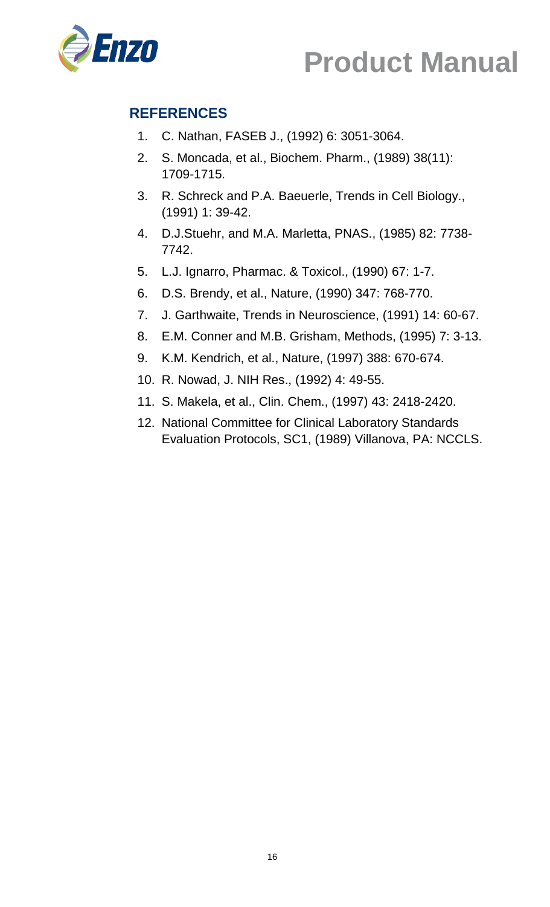## REFERENCES

1. C. Nathan, FASEB J., (1992) 6: 3051-3064.
2. S. Moncada, et al., Biochem. Pharm., (1989) 38(11): 1709-1715.
3. R. Schreck and P.A. Baeuerle, Trends in Cell Biology., (1991) 1: 39-42.
4. D.J.Stuehr, and M.A. Marletta, PNAS., (1985) 82: 7738-7742.
5. L.J. Ignarro, Pharmac. & Toxicol., (1990) 67: 1-7.
6. D.S. Brendy, et al., Nature, (1990) 347: 768-770.
7. J. Garthwaite, Trends in Neuroscience, (1991) 14: 60-67.
8. E.M. Conner and M.B. Grisham, Methods, (1995) 7: 3-13.
9. K.M. Kendrich, et al., Nature, (1997) 388: 670-674.
10. R. Nowad, J. NIH Res., (1992) 4: 49-55.
11. S. Makela, et al., Clin. Chem., (1997) 43: 2418-2420.
12. National Committee for Clinical Laboratory Standards Evaluation Protocols, SC1, (1989) Villanova, PA: NCCLS.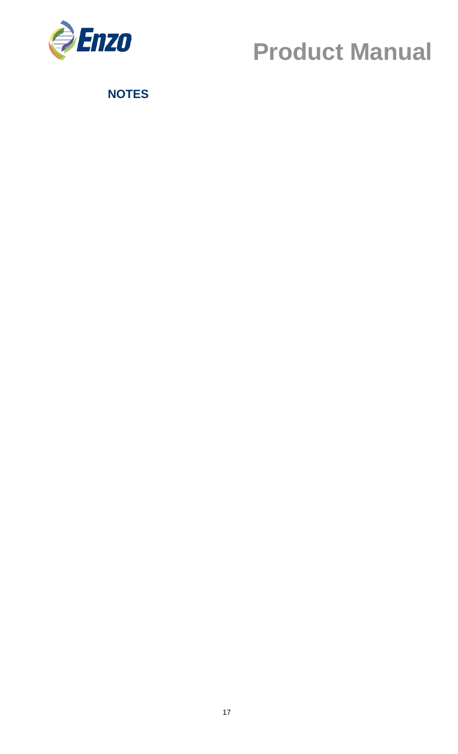## NOTES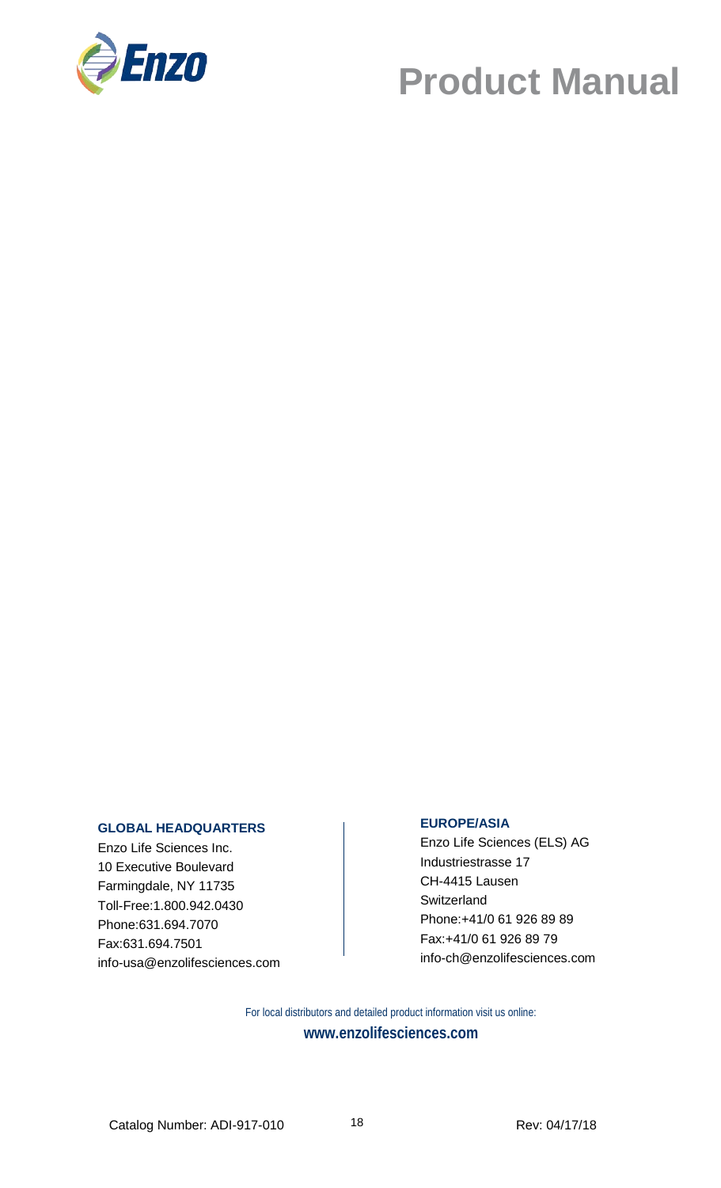# Product Manual

**GLOBAL HEADQUARTERS**

Enzo Life Sciences Inc.
10 Executive Boulevard
Farmingdale, NY 11735
Toll-Free:1.800.942.0430
Phone:631.694.7070
Fax:631.694.7501
info-usa@enzolifesciences.com

**EUROPE/ASIA**

Enzo Life Sciences (ELS) AG
Industriestrasse 17
CH-4415 Lausen
Switzerland
Phone:+41/0 61 926 89 89
Fax:+41/0 61 926 89 79
info-ch@enzolifesciences.com

For local distributors and detailed product information visit us online:

**www.enzolifesciences.com**

Catalog Number: ADI-917-010 Rev: 04/17/18